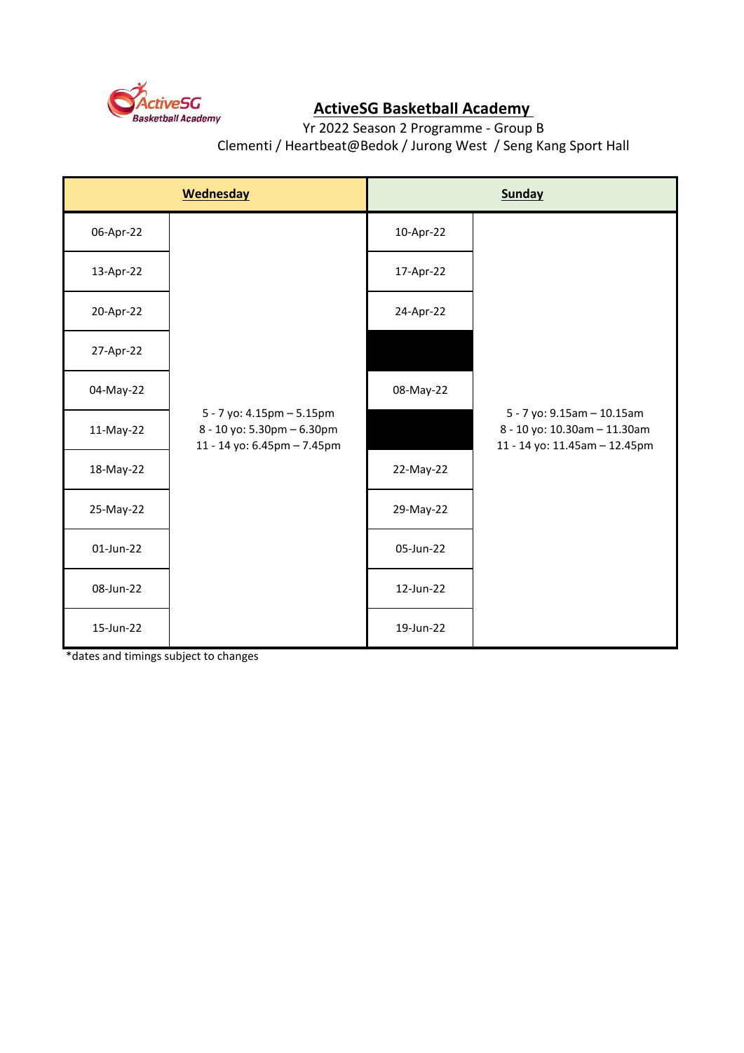# ActiveSG Basketball Academy

Yr 2022 Season 2 Programme - Group B

Clementi / Heartbeat@Bedok / Jurong West / Seng Kang Sport Hall

| Wednesday | | Sunday | |
|---|---|---|---|
| 06-Apr-22 | 5 - 7 yo: 4.15pm – 5.15pm<br>8 - 10 yo: 5.30pm – 6.30pm<br>11 - 14 yo: 6.45pm – 7.45pm | 10-Apr-22 | 5 - 7 yo: 9.15am – 10.15am<br>8 - 10 yo: 10.30am – 11.30am<br>11 - 14 yo: 11.45am – 12.45pm |
| 13-Apr-22 | | 17-Apr-22 | |
| 20-Apr-22 | | 24-Apr-22 | |
| 27-Apr-22 | | | |
| 04-May-22 | | 08-May-22 | |
| 11-May-22 | | | |
| 18-May-22 | | 22-May-22 | |
| 25-May-22 | | 29-May-22 | |
| 01-Jun-22 | | 05-Jun-22 | |
| 08-Jun-22 | | 12-Jun-22 | |
| 15-Jun-22 | | 19-Jun-22 | |

*dates and timings subject to changes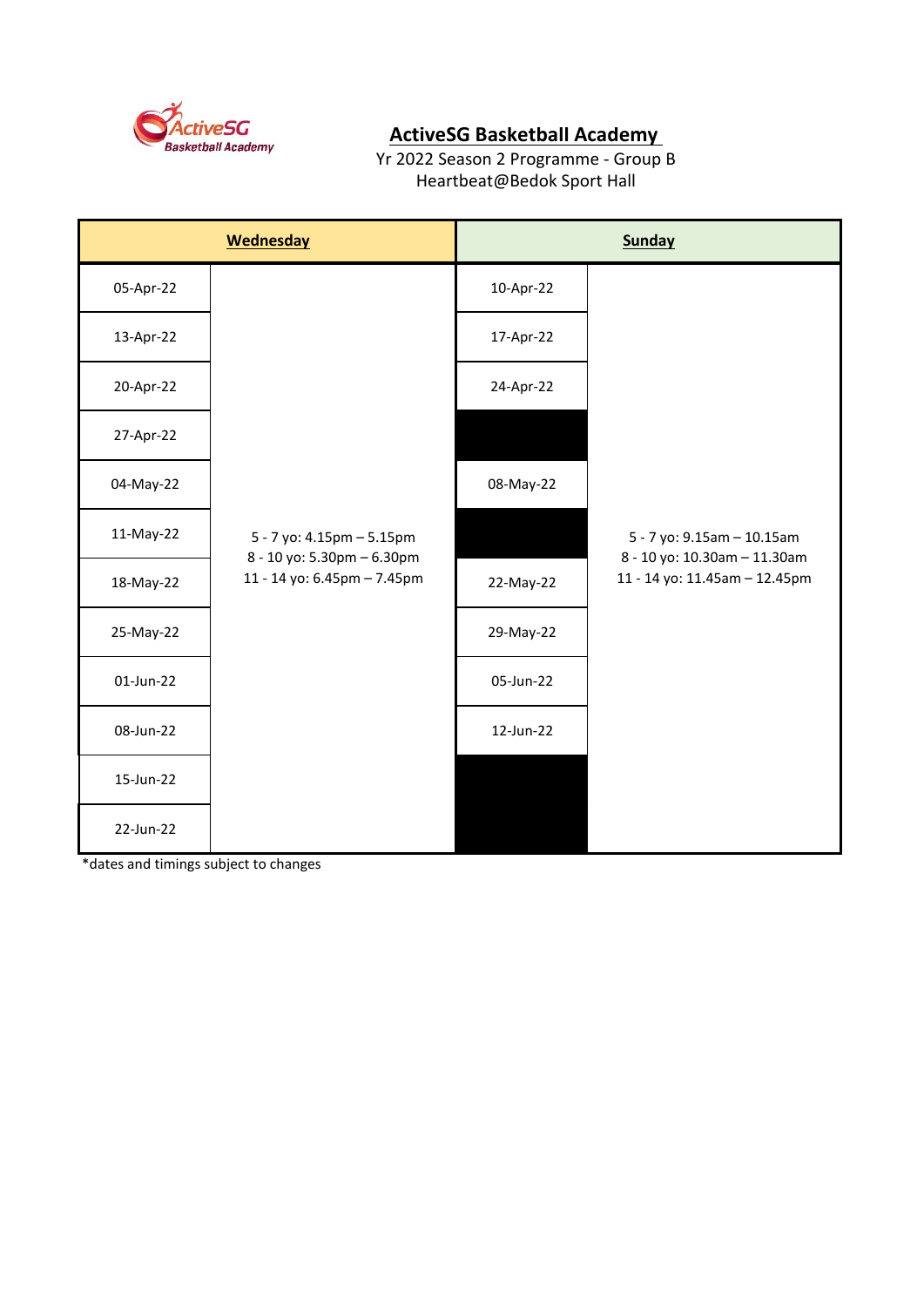# ActiveSG Basketball Academy

Yr 2022 Season 2 Programme - Group B

Heartbeat@Bedok Sport Hall

| **Wednesday** | | **Sunday** | |
|---|---|---|---|
| 05-Apr-22 | 5 - 7 yo: 4.15pm – 5.15pm<br>8 - 10 yo: 5.30pm – 6.30pm<br>11 - 14 yo: 6.45pm – 7.45pm | 10-Apr-22 | 5 - 7 yo: 9.15am – 10.15am<br>8 - 10 yo: 10.30am – 11.30am<br>11 - 14 yo: 11.45am – 12.45pm |
| 13-Apr-22 | | 17-Apr-22 | |
| 20-Apr-22 | | 24-Apr-22 | |
| 27-Apr-22 | | | |
| 04-May-22 | | 08-May-22 | |
| 11-May-22 | | | |
| 18-May-22 | | 22-May-22 | |
| 25-May-22 | | 29-May-22 | |
| 01-Jun-22 | | 05-Jun-22 | |
| 08-Jun-22 | | 12-Jun-22 | |
| 15-Jun-22 | | | |
| 22-Jun-22 | | | |

*dates and timings subject to changes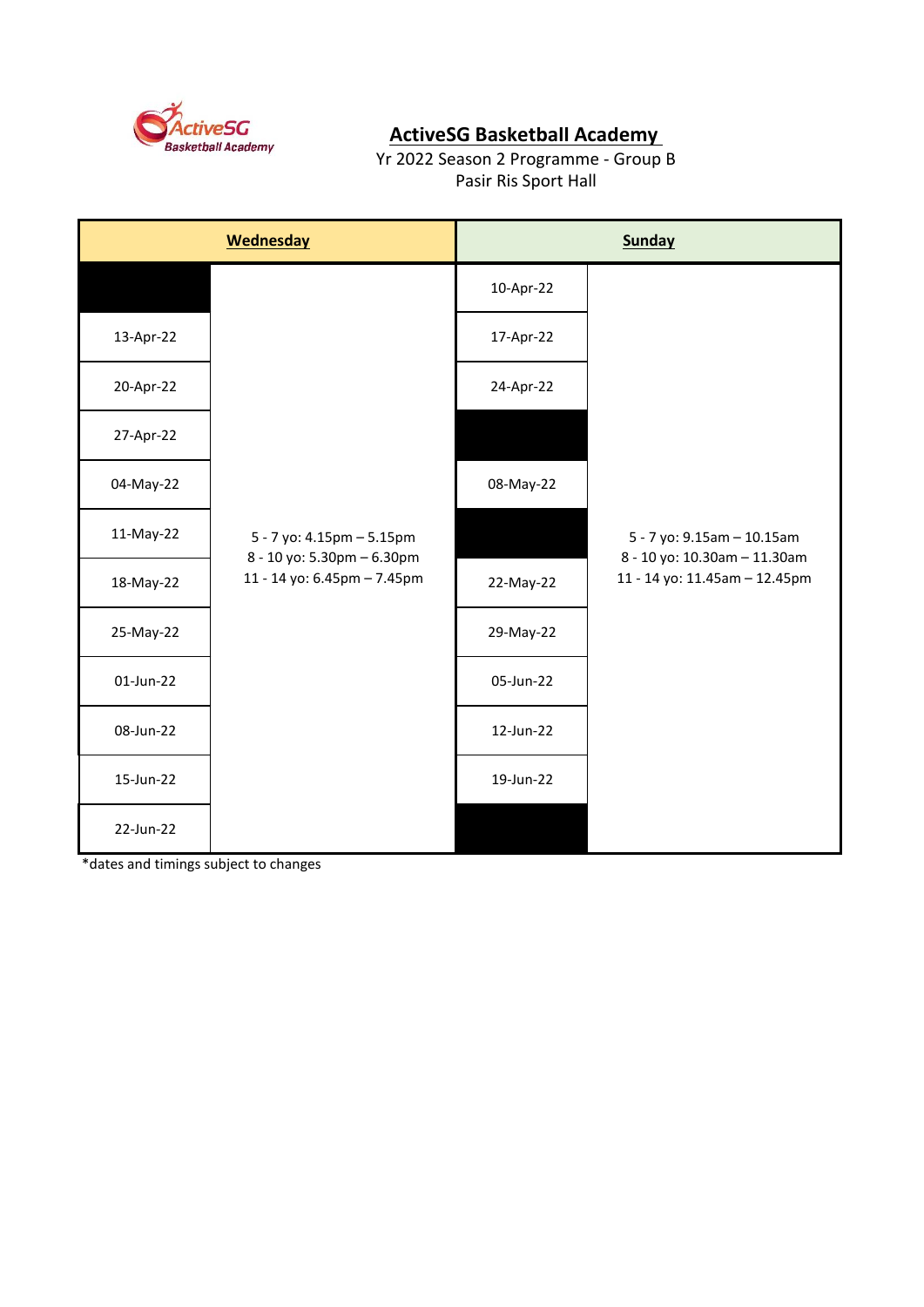ActiveSG Basketball Academy

# ActiveSG Basketball Academy

Yr 2022 Season 2 Programme - Group B
Pasir Ris Sport Hall

| Wednesday | | Sunday | |
|---|---|---|---|
| | 5 - 7 yo: 4.15pm – 5.15pm<br>8 - 10 yo: 5.30pm – 6.30pm<br>11 - 14 yo: 6.45pm – 7.45pm | 10-Apr-22 | 5 - 7 yo: 9.15am – 10.15am<br>8 - 10 yo: 10.30am – 11.30am<br>11 - 14 yo: 11.45am – 12.45pm |
| 13-Apr-22 | | 17-Apr-22 | |
| 20-Apr-22 | | 24-Apr-22 | |
| 27-Apr-22 | | | |
| 04-May-22 | | 08-May-22 | |
| 11-May-22 | | | |
| 18-May-22 | | 22-May-22 | |
| 25-May-22 | | 29-May-22 | |
| 01-Jun-22 | | 05-Jun-22 | |
| 08-Jun-22 | | 12-Jun-22 | |
| 15-Jun-22 | | 19-Jun-22 | |
| 22-Jun-22 | | | |

*dates and timings subject to changes